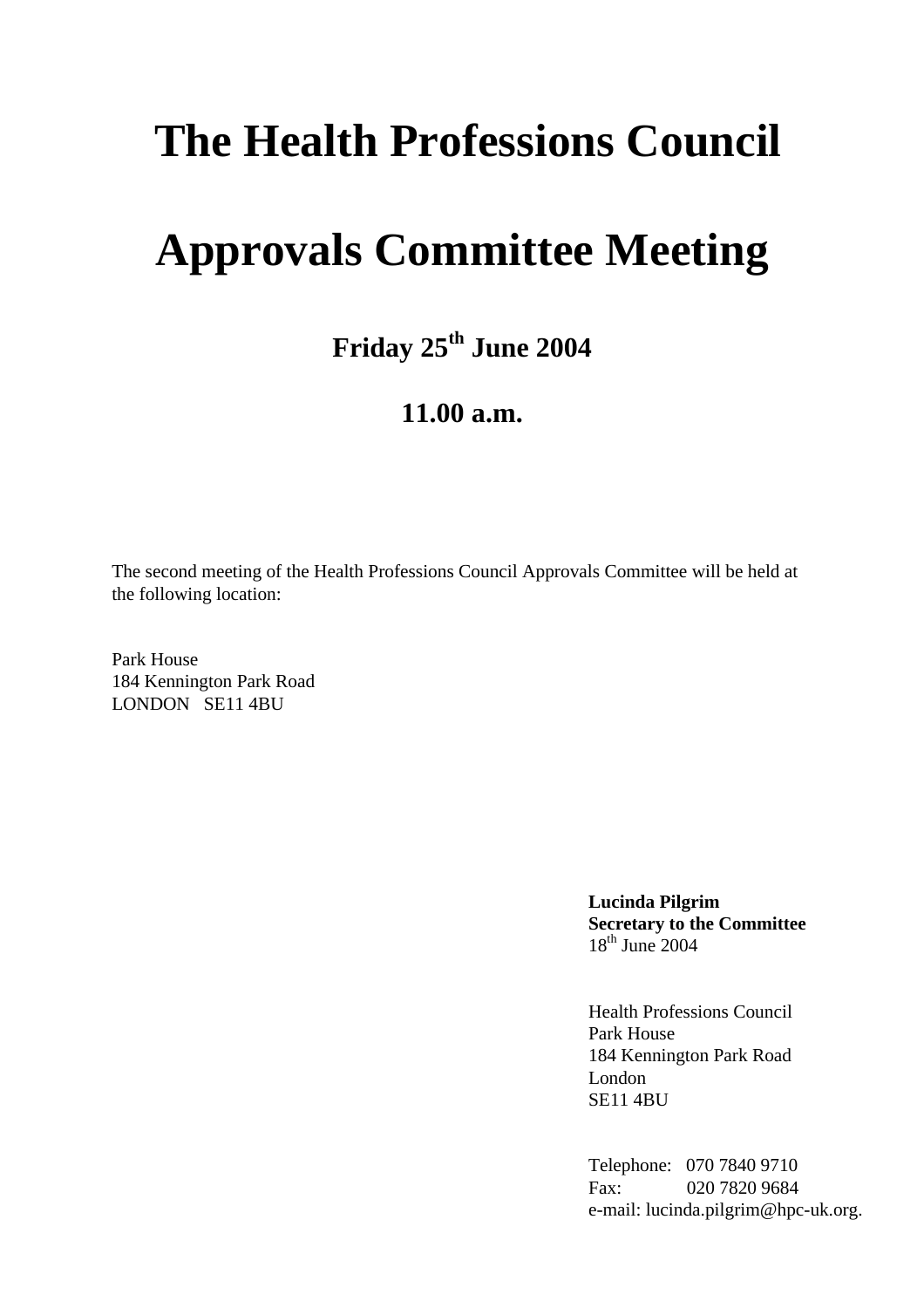# The Health Professions Council

# Approvals Committee Meeting

## Friday 25th June 2004

## 11.00 a.m.

The second meeting of the Health Professions Council Approvals Committee will be held at the following location:

Park House
184 Kennington Park Road
LONDON SE11 4BU

**Lucinda Pilgrim**
**Secretary to the Committee**
18th June 2004

Health Professions Council
Park House
184 Kennington Park Road
London
SE11 4BU

Telephone: 070 7840 9710
Fax: 020 7820 9684
e-mail: lucinda.pilgrim@hpc-uk.org.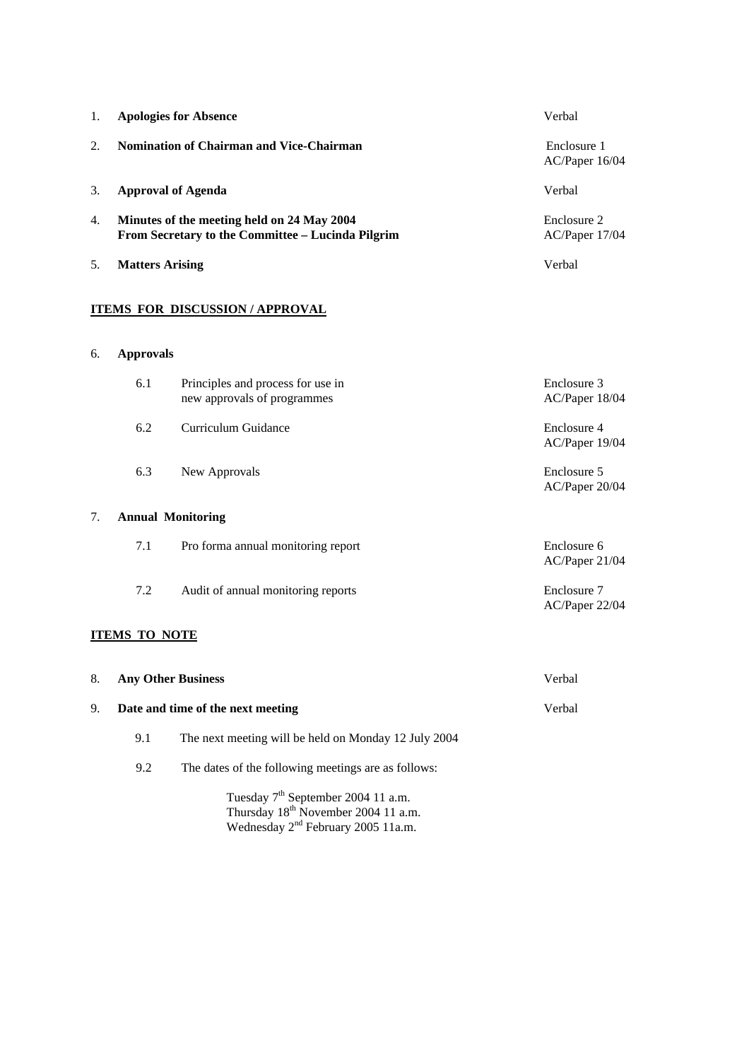| | | |
|---|---|---|
| 1. | **Apologies for Absence** | Verbal |
| 2. | **Nomination of Chairman and Vice-Chairman** | Enclosure 1<br>AC/Paper 16/04 |
| 3. | **Approval of Agenda** | Verbal |
| 4. | **Minutes of the meeting held on 24 May 2004**<br>**From Secretary to the Committee – Lucinda Pilgrim** | Enclosure 2<br>AC/Paper 17/04 |
| 5. | **Matters Arising** | Verbal |

**ITEMS FOR DISCUSSION / APPROVAL**

6. **Approvals**

| | | |
|---|---|---|
| 6.1 | Principles and process for use in new approvals of programmes | Enclosure 3<br>AC/Paper 18/04 |
| 6.2 | Curriculum Guidance | Enclosure 4<br>AC/Paper 19/04 |
| 6.3 | New Approvals | Enclosure 5<br>AC/Paper 20/04 |

7. **Annual Monitoring**

| | | |
|---|---|---|
| 7.1 | Pro forma annual monitoring report | Enclosure 6<br>AC/Paper 21/04 |
| 7.2 | Audit of annual monitoring reports | Enclosure 7<br>AC/Paper 22/04 |

**ITEMS TO NOTE**

| | | |
|---|---|---|
| 8. | **Any Other Business** | Verbal |
| 9. | **Date and time of the next meeting** | Verbal |

9.1 The next meeting will be held on Monday 12 July 2004

9.2 The dates of the following meetings are as follows:

Tuesday 7th September 2004 11 a.m.
Thursday 18th November 2004 11 a.m.
Wednesday 2nd February 2005 11a.m.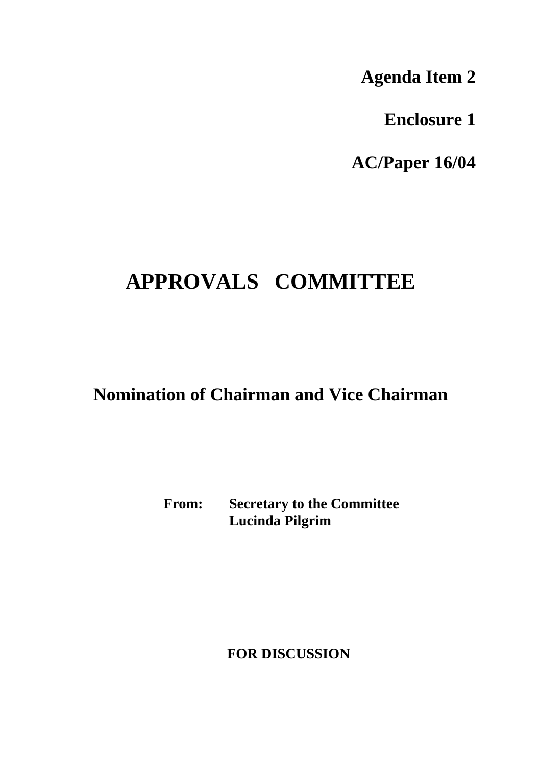**Agenda Item 2**

**Enclosure 1**

**AC/Paper 16/04**

# APPROVALS COMMITTEE

## Nomination of Chairman and Vice Chairman

**From:** **Secretary to the Committee**
**Lucinda Pilgrim**

**FOR DISCUSSION**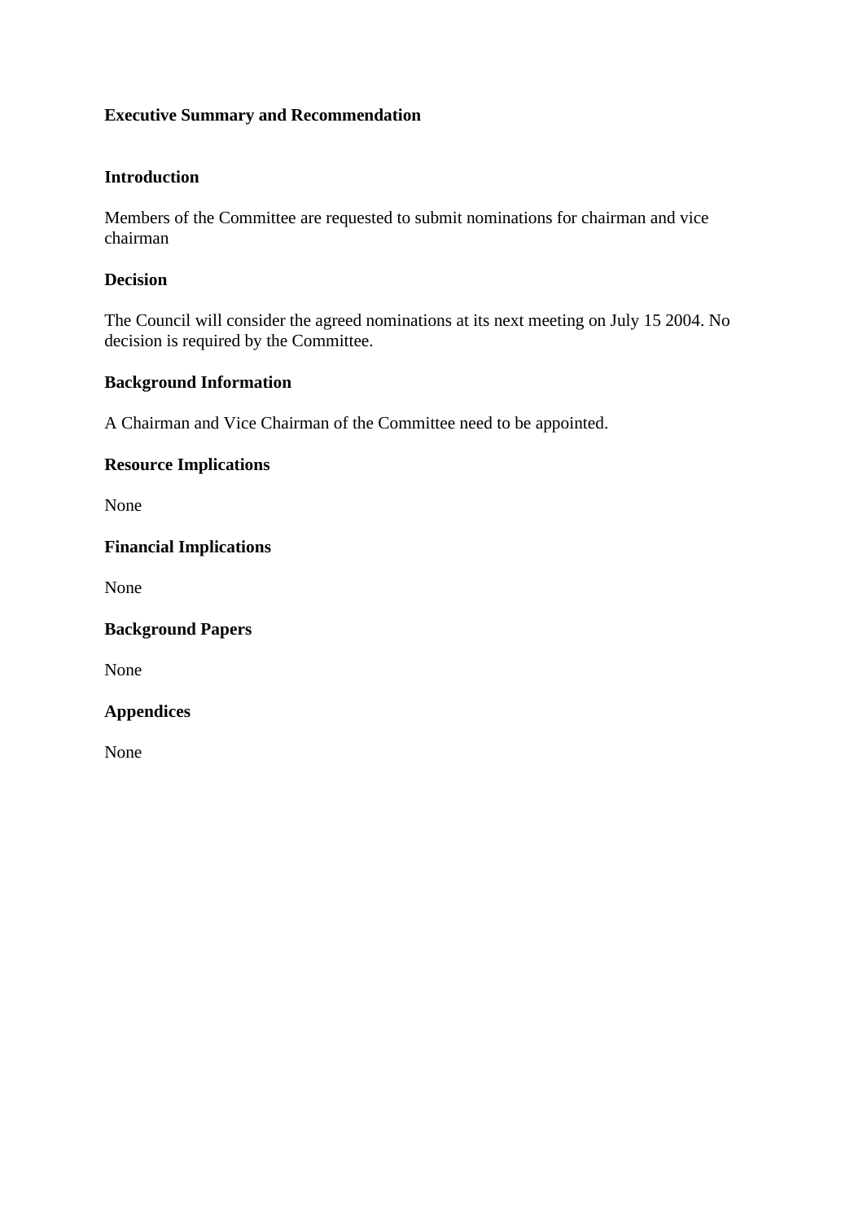**Executive Summary and Recommendation**

**Introduction**

Members of the Committee are requested to submit nominations for chairman and vice chairman

**Decision**

The Council will consider the agreed nominations at its next meeting on July 15 2004. No decision is required by the Committee.

**Background Information**

A Chairman and Vice Chairman of the Committee need to be appointed.

**Resource Implications**

None

**Financial Implications**

None

**Background Papers**

None

**Appendices**

None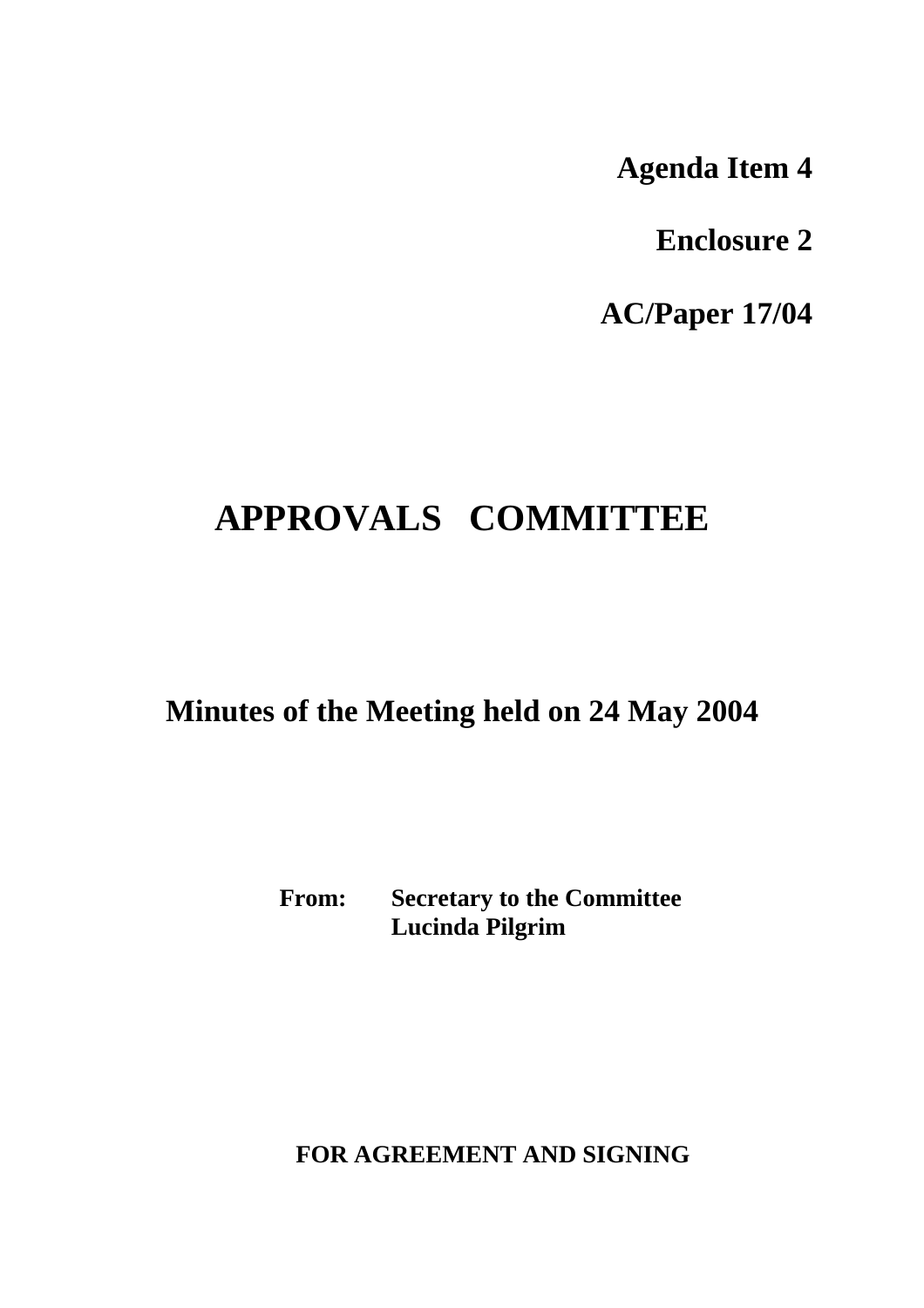**Agenda Item 4**

**Enclosure 2**

**AC/Paper 17/04**

# APPROVALS COMMITTEE

## Minutes of the Meeting held on 24 May 2004

**From: Secretary to the Committee**
**Lucinda Pilgrim**

**FOR AGREEMENT AND SIGNING**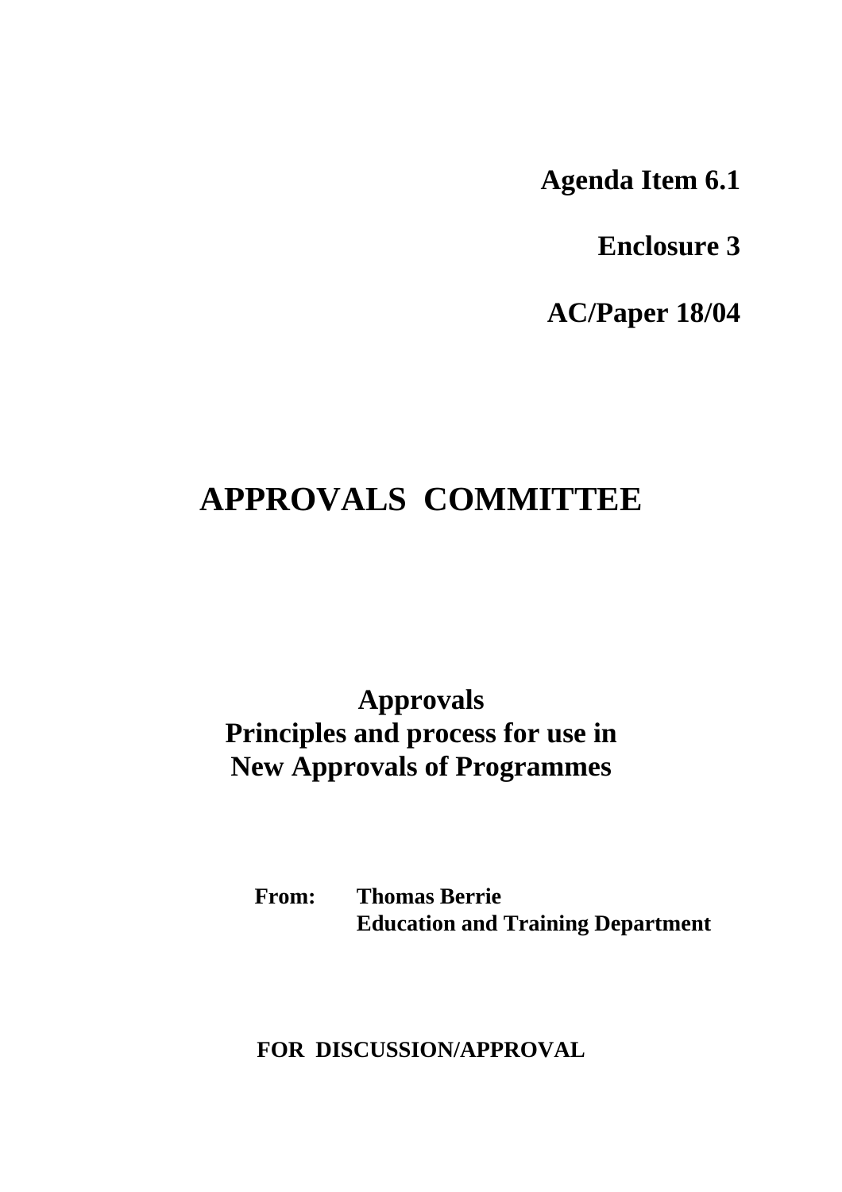**Agenda Item 6.1**

**Enclosure 3**

**AC/Paper 18/04**

# APPROVALS COMMITTEE

## Approvals
## Principles and process for use in New Approvals of Programmes

**From:** **Thomas Berrie**
**Education and Training Department**

**FOR DISCUSSION/APPROVAL**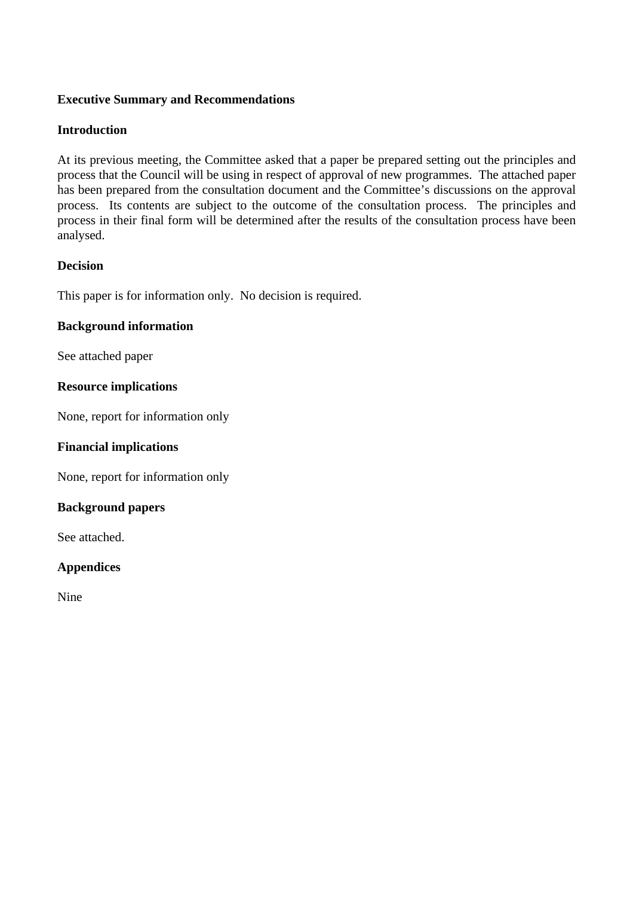**Executive Summary and Recommendations**

**Introduction**

At its previous meeting, the Committee asked that a paper be prepared setting out the principles and process that the Council will be using in respect of approval of new programmes. The attached paper has been prepared from the consultation document and the Committee's discussions on the approval process. Its contents are subject to the outcome of the consultation process. The principles and process in their final form will be determined after the results of the consultation process have been analysed.

**Decision**

This paper is for information only. No decision is required.

**Background information**

See attached paper

**Resource implications**

None, report for information only

**Financial implications**

None, report for information only

**Background papers**

See attached.

**Appendices**

Nine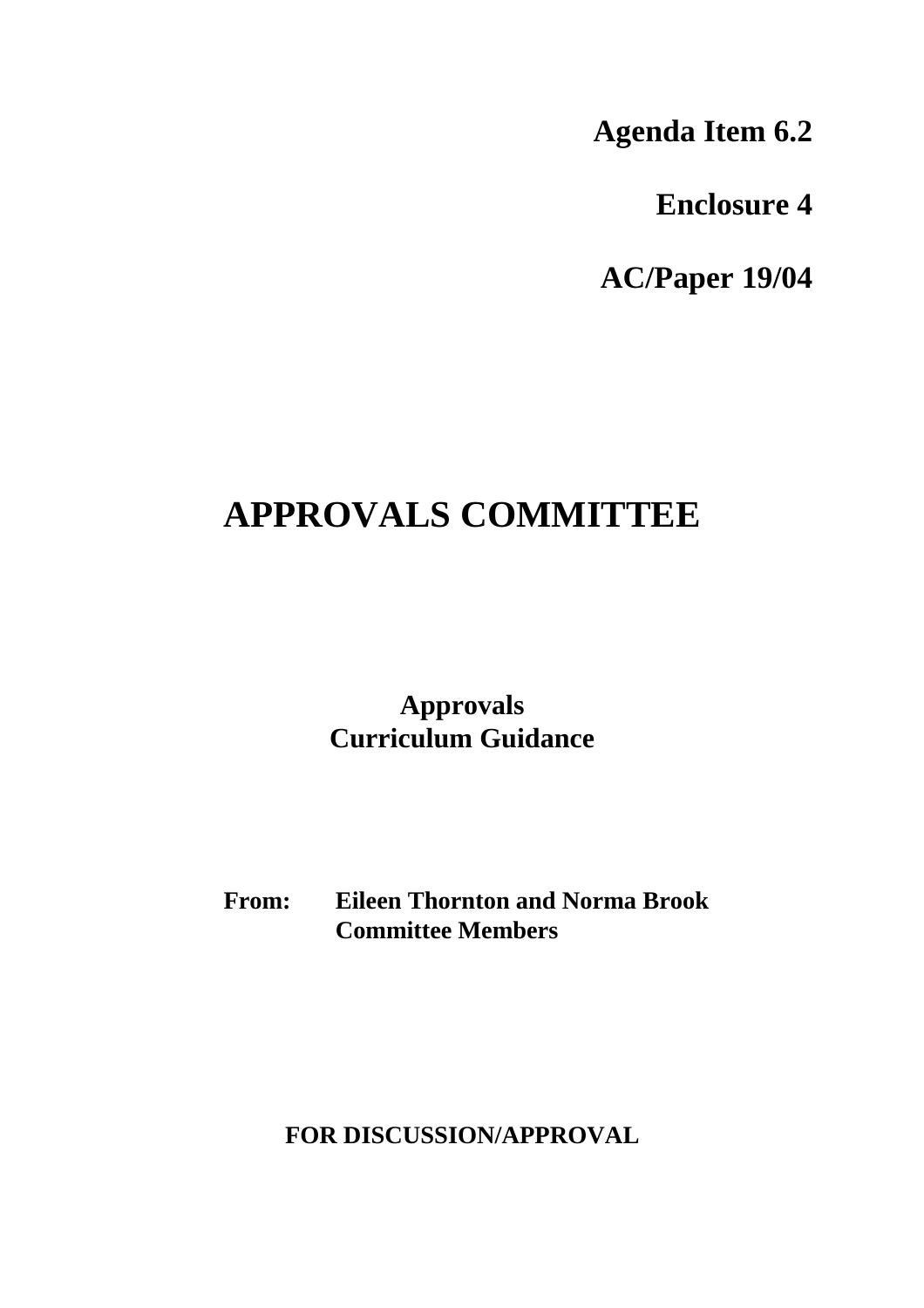**Agenda Item 6.2**

**Enclosure 4**

**AC/Paper 19/04**

# APPROVALS COMMITTEE

**Approvals**
**Curriculum Guidance**

**From:** **Eileen Thornton and Norma Brook**
**Committee Members**

**FOR DISCUSSION/APPROVAL**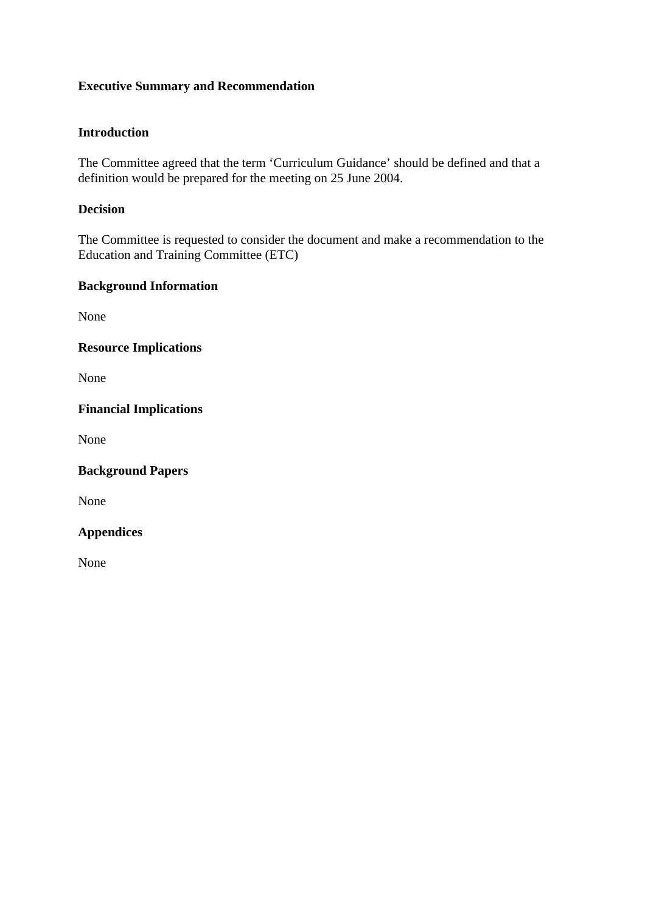**Executive Summary and Recommendation**

**Introduction**

The Committee agreed that the term ‘Curriculum Guidance’ should be defined and that a definition would be prepared for the meeting on 25 June 2004.

**Decision**

The Committee is requested to consider the document and make a recommendation to the Education and Training Committee (ETC)

**Background Information**

None

**Resource Implications**

None

**Financial Implications**

None

**Background Papers**

None

**Appendices**

None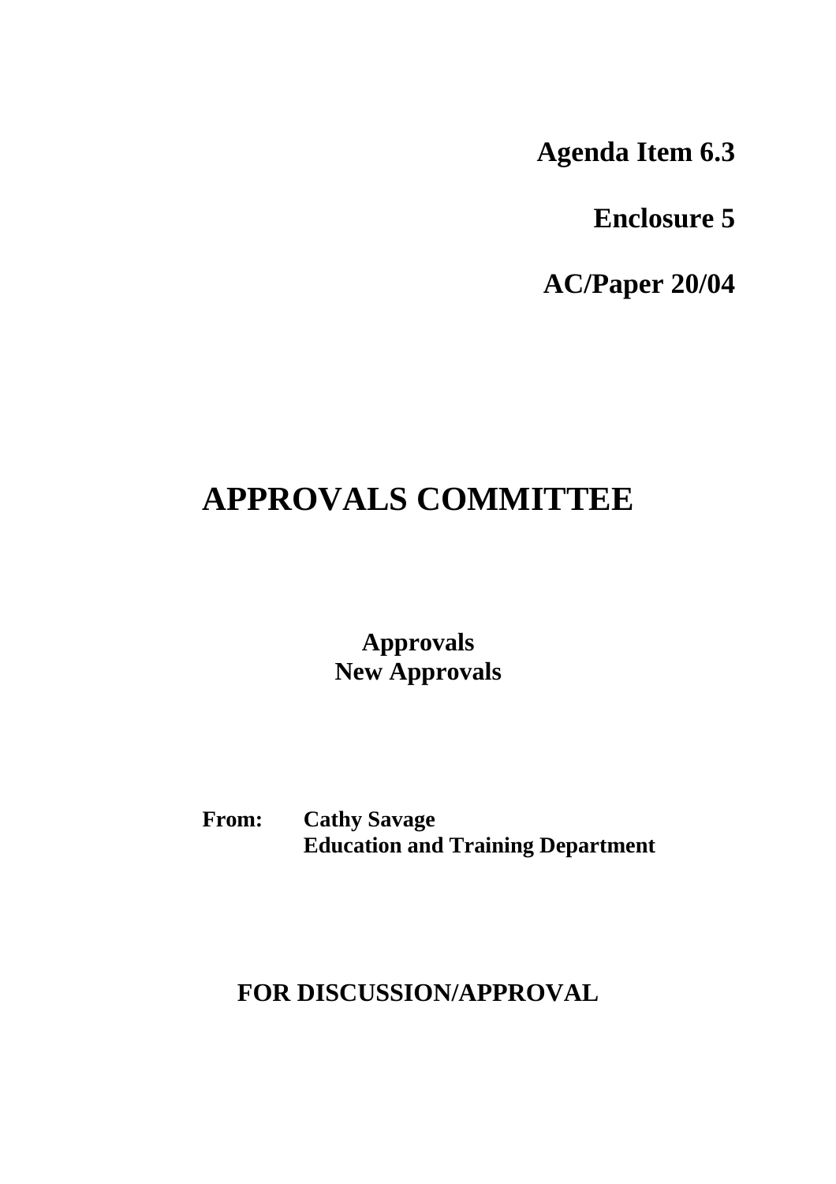**Agenda Item 6.3**

**Enclosure 5**

**AC/Paper 20/04**

# APPROVALS COMMITTEE

**Approvals**
**New Approvals**

**From:** **Cathy Savage**
**Education and Training Department**

**FOR DISCUSSION/APPROVAL**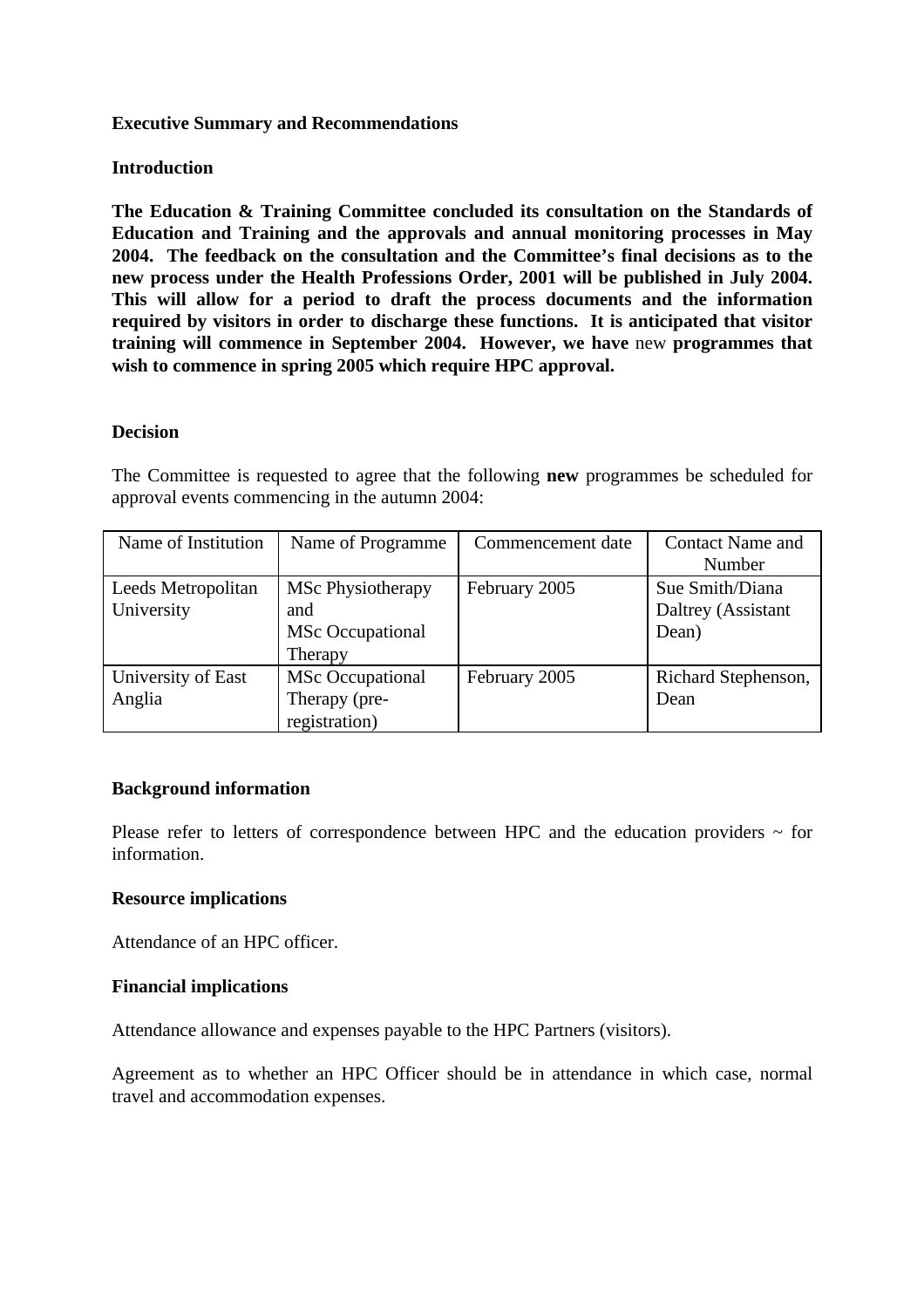**Executive Summary and Recommendations**

**Introduction**

**The Education & Training Committee concluded its consultation on the Standards of Education and Training and the approvals and annual monitoring processes in May 2004. The feedback on the consultation and the Committee's final decisions as to the new process under the Health Professions Order, 2001 will be published in July 2004. This will allow for a period to draft the process documents and the information required by visitors in order to discharge these functions. It is anticipated that visitor training will commence in September 2004. However, we have** new **programmes that wish to commence in spring 2005 which require HPC approval.**

**Decision**

The Committee is requested to agree that the following **new** programmes be scheduled for approval events commencing in the autumn 2004:

| Name of Institution | Name of Programme | Commencement date | Contact Name and Number |
|---|---|---|---|
| Leeds Metropolitan University | MSc Physiotherapy and MSc Occupational Therapy | February 2005 | Sue Smith/Diana Daltrey (Assistant Dean) |
| University of East Anglia | MSc Occupational Therapy (pre-registration) | February 2005 | Richard Stephenson, Dean |

**Background information**

Please refer to letters of correspondence between HPC and the education providers ~ for information.

**Resource implications**

Attendance of an HPC officer.

**Financial implications**

Attendance allowance and expenses payable to the HPC Partners (visitors).

Agreement as to whether an HPC Officer should be in attendance in which case, normal travel and accommodation expenses.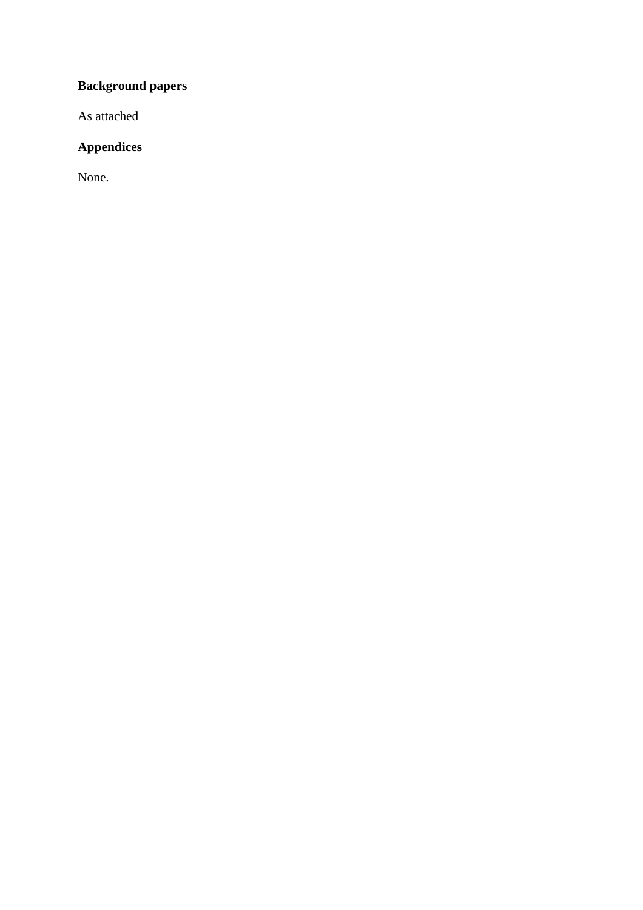**Background papers**

As attached

**Appendices**

None.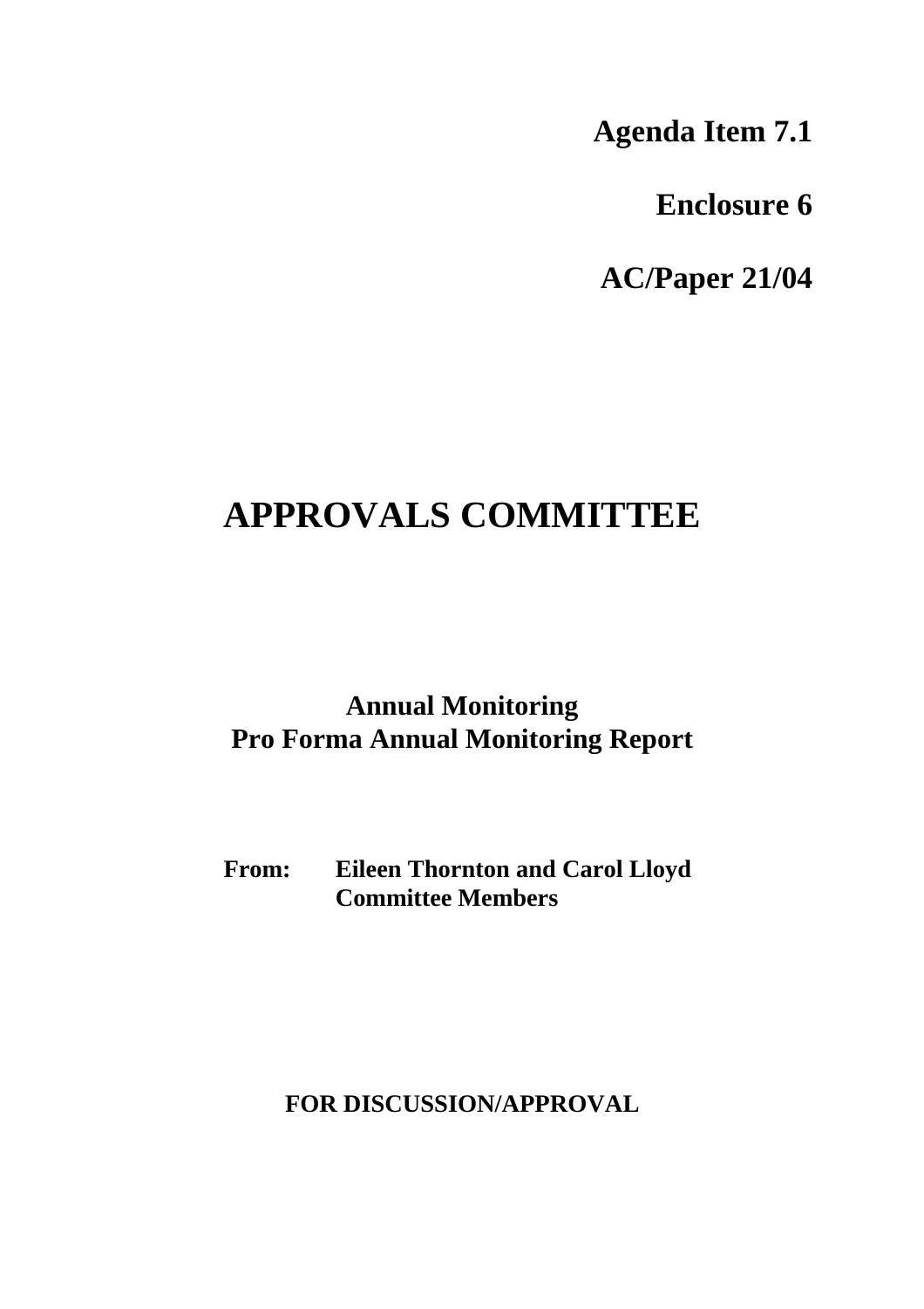**Agenda Item 7.1**

**Enclosure 6**

**AC/Paper 21/04**

# APPROVALS COMMITTEE

## Annual Monitoring
## Pro Forma Annual Monitoring Report

**From:** **Eileen Thornton and Carol Lloyd**
**Committee Members**

**FOR DISCUSSION/APPROVAL**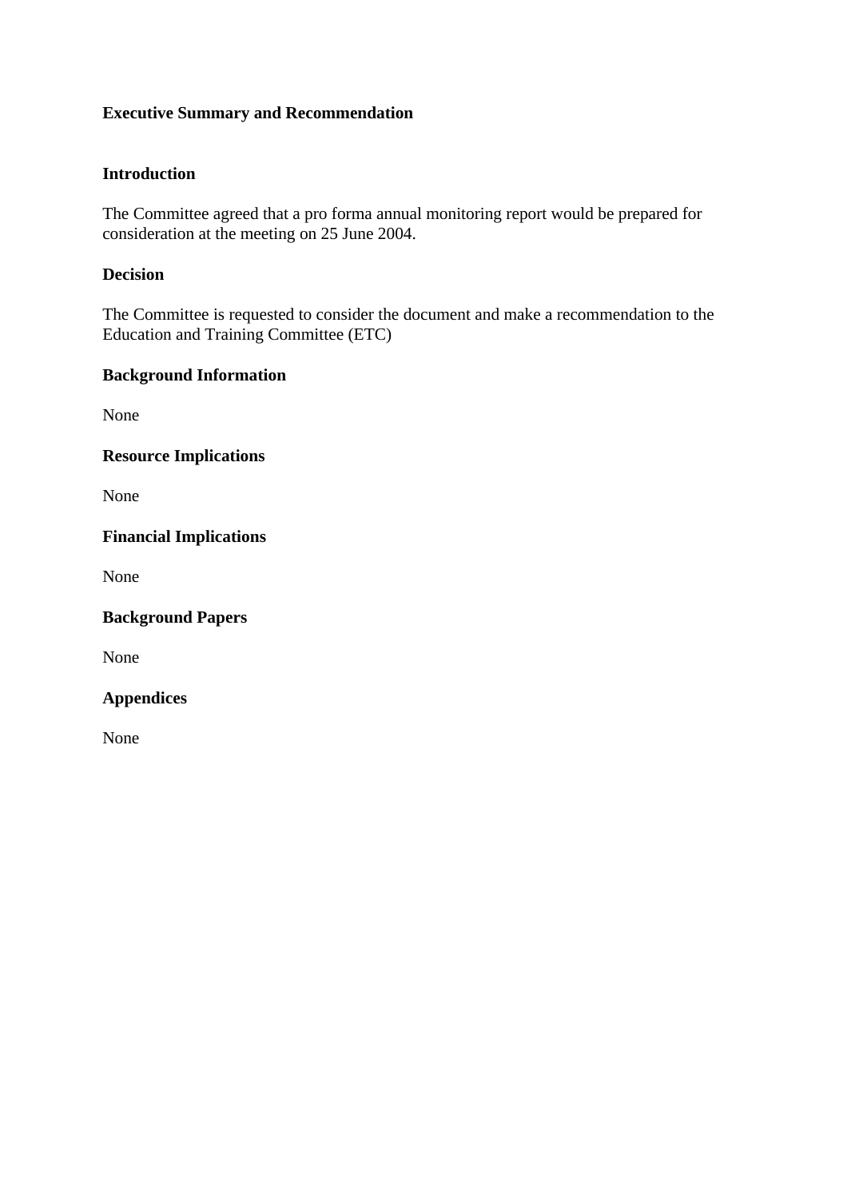**Executive Summary and Recommendation**

**Introduction**

The Committee agreed that a pro forma annual monitoring report would be prepared for consideration at the meeting on 25 June 2004.

**Decision**

The Committee is requested to consider the document and make a recommendation to the Education and Training Committee (ETC)

**Background Information**

None

**Resource Implications**

None

**Financial Implications**

None

**Background Papers**

None

**Appendices**

None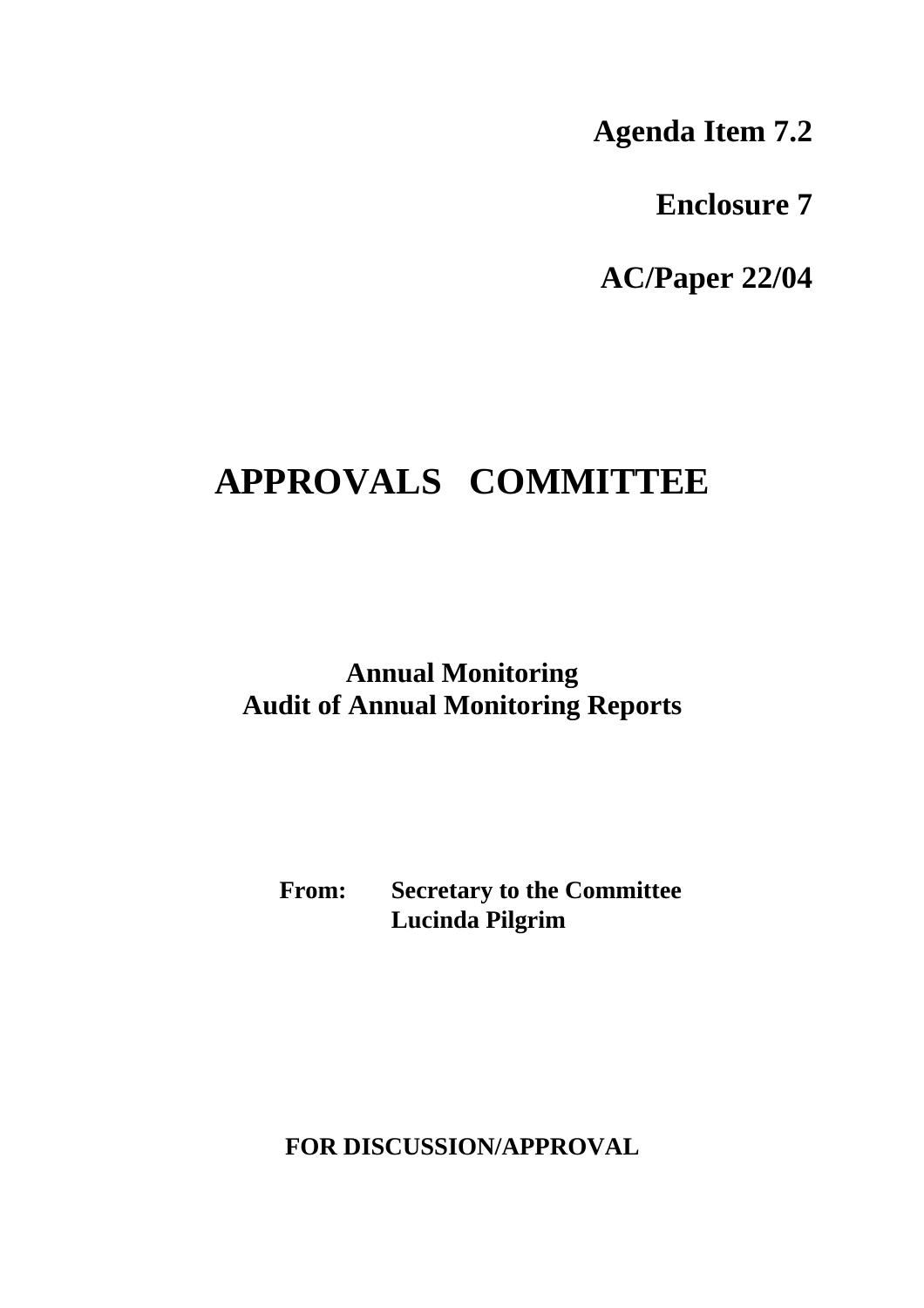**Agenda Item 7.2**

**Enclosure 7**

**AC/Paper 22/04**

# APPROVALS COMMITTEE

## Annual Monitoring
## Audit of Annual Monitoring Reports

**From:** **Secretary to the Committee**
**Lucinda Pilgrim**

**FOR DISCUSSION/APPROVAL**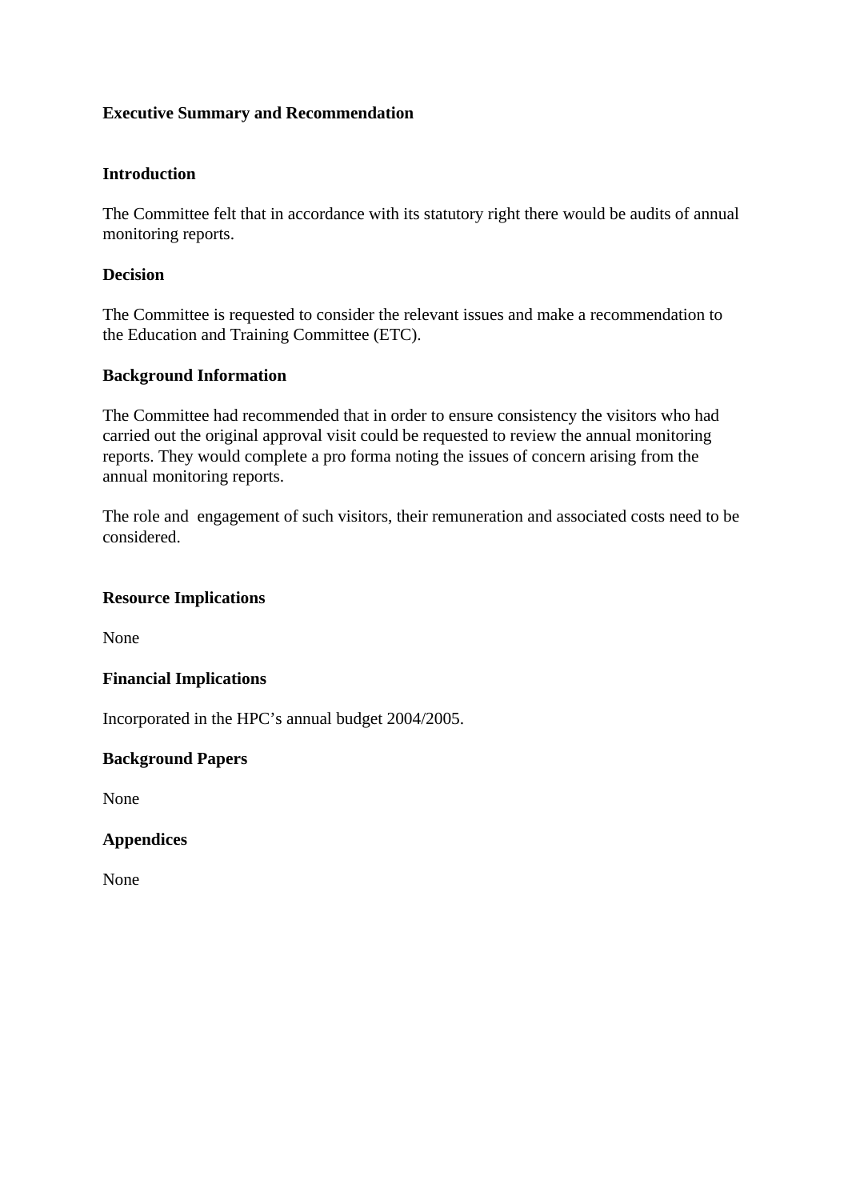**Executive Summary and Recommendation**

**Introduction**

The Committee felt that in accordance with its statutory right there would be audits of annual monitoring reports.

**Decision**

The Committee is requested to consider the relevant issues and make a recommendation to the Education and Training Committee (ETC).

**Background Information**

The Committee had recommended that in order to ensure consistency the visitors who had carried out the original approval visit could be requested to review the annual monitoring reports. They would complete a pro forma noting the issues of concern arising from the annual monitoring reports.

The role and engagement of such visitors, their remuneration and associated costs need to be considered.

**Resource Implications**

None

**Financial Implications**

Incorporated in the HPC's annual budget 2004/2005.

**Background Papers**

None

**Appendices**

None